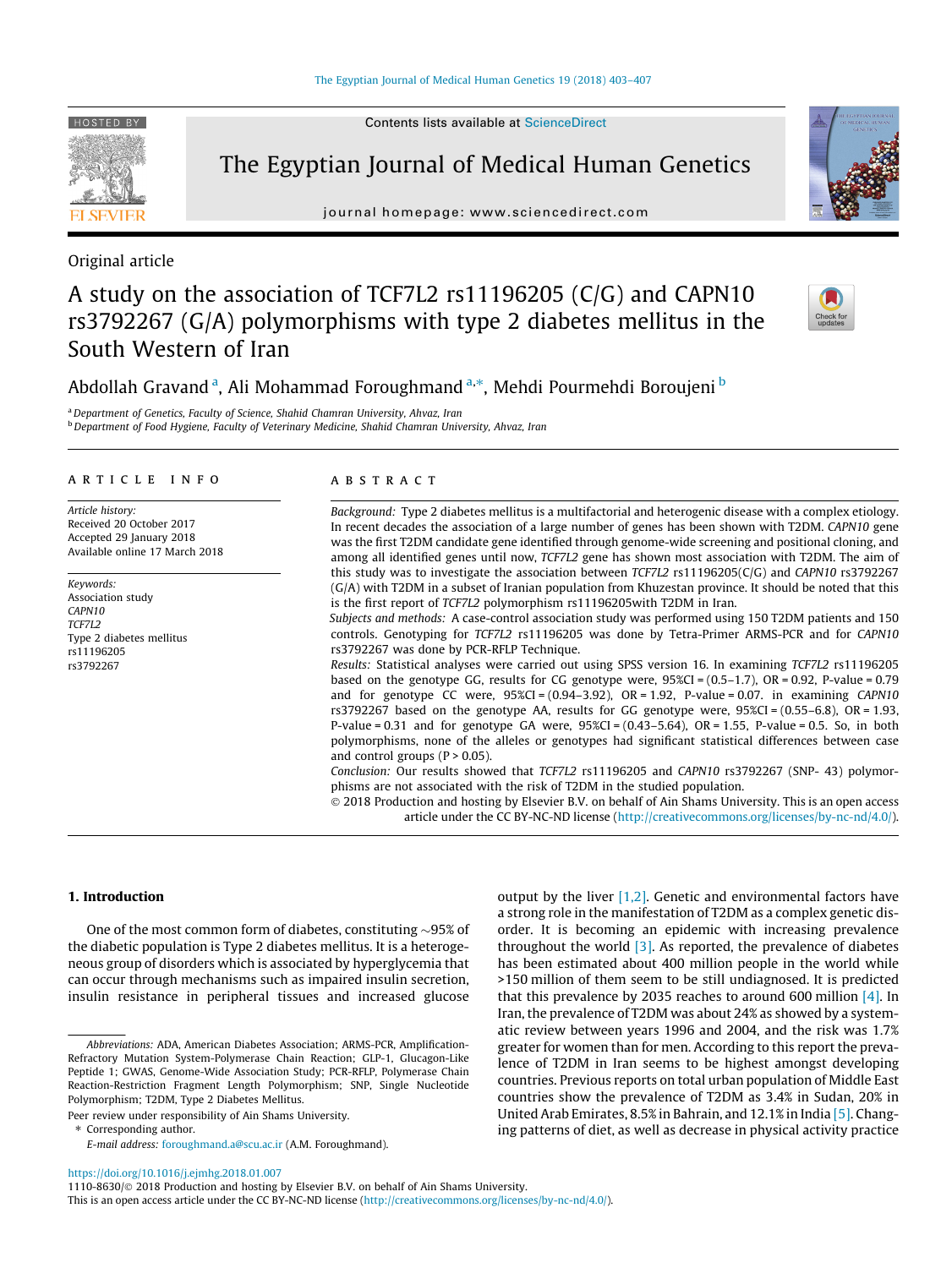Original article

# A study on the association of TCF7L2 rs11196205 (C/G) and CAPN10 rs3792267 (G/A) polymorphisms with type 2 diabetes mellitus in the South Western of Iran

Abdollah Gravand [a], Ali Mohammad Foroughmand [a,*], Mehdi Pourmehdi Boroujeni [b]

[a] Department of Genetics, Faculty of Science, Shahid Chamran University, Ahvaz, Iran
[b] Department of Food Hygiene, Faculty of Veterinary Medicine, Shahid Chamran University, Ahvaz, Iran

**ARTICLE INFO**

*Article history:*
Received 20 October 2017
Accepted 29 January 2018
Available online 17 March 2018

*Keywords:*
Association study
*CAPN10*
*TCF7L2*
Type 2 diabetes mellitus
rs11196205
rs3792267

**ABSTRACT**

*Background:* Type 2 diabetes mellitus is a multifactorial and heterogenic disease with a complex etiology. In recent decades the association of a large number of genes has been shown with T2DM. *CAPN10* gene was the first T2DM candidate gene identified through genome-wide screening and positional cloning, and among all identified genes until now, *TCF7L2* gene has shown most association with T2DM. The aim of this study was to investigate the association between *TCF7L2* rs11196205(C/G) and *CAPN10* rs3792267 (G/A) with T2DM in a subset of Iranian population from Khuzestan province. It should be noted that this is the first report of *TCF7L2* polymorphism rs11196205with T2DM in Iran.

*Subjects and methods:* A case-control association study was performed using 150 T2DM patients and 150 controls. Genotyping for *TCF7L2* rs11196205 was done by Tetra-Primer ARMS-PCR and for *CAPN10* rs3792267 was done by PCR-RFLP Technique.

*Results:* Statistical analyses were carried out using SPSS version 16. In examining *TCF7L2* rs11196205 based on the genotype GG, results for CG genotype were, 95%CI = (0.5–1.7), OR = 0.92, P-value = 0.79 and for genotype CC were, 95%CI = (0.94–3.92), OR = 1.92, P-value = 0.07. in examining *CAPN10* rs3792267 based on the genotype AA, results for GG genotype were, 95%CI = (0.55–6.8), OR = 1.93, P-value = 0.31 and for genotype GA were, 95%CI = (0.43–5.64), OR = 1.55, P-value = 0.5. So, in both polymorphisms, none of the alleles or genotypes had significant statistical differences between case and control groups (P > 0.05).

*Conclusion:* Our results showed that *TCF7L2* rs11196205 and *CAPN10* rs3792267 (SNP- 43) polymorphisms are not associated with the risk of T2DM in the studied population.

© 2018 Production and hosting by Elsevier B.V. on behalf of Ain Shams University. This is an open access article under the CC BY-NC-ND license (http://creativecommons.org/licenses/by-nc-nd/4.0/).

## 1. Introduction

One of the most common form of diabetes, constituting ~95% of the diabetic population is Type 2 diabetes mellitus. It is a heterogeneous group of disorders which is associated by hyperglycemia that can occur through mechanisms such as impaired insulin secretion, insulin resistance in peripheral tissues and increased glucose output by the liver [1,2]. Genetic and environmental factors have a strong role in the manifestation of T2DM as a complex genetic disorder. It is becoming an epidemic with increasing prevalence throughout the world [3]. As reported, the prevalence of diabetes has been estimated about 400 million people in the world while >150 million of them seem to be still undiagnosed. It is predicted that this prevalence by 2035 reaches to around 600 million [4]. In Iran, the prevalence of T2DM was about 24% as showed by a systematic review between years 1996 and 2004, and the risk was 1.7% greater for women than for men. According to this report the prevalence of T2DM in Iran seems to be highest amongst developing countries. Previous reports on total urban population of Middle East countries show the prevalence of T2DM as 3.4% in Sudan, 20% in United Arab Emirates, 8.5% in Bahrain, and 12.1% in India [5]. Changing patterns of diet, as well as decrease in physical activity practice

---

Abbreviations: ADA, American Diabetes Association; ARMS-PCR, Amplification-Refractory Mutation System-Polymerase Chain Reaction; GLP-1, Glucagon-Like Peptide 1; GWAS, Genome-Wide Association Study; PCR-RFLP, Polymerase Chain Reaction-Restriction Fragment Length Polymorphism; SNP, Single Nucleotide Polymorphism; T2DM, Type 2 Diabetes Mellitus.

Peer review under responsibility of Ain Shams University.

* Corresponding author.
E-mail address: foroughmand.a@scu.ac.ir (A.M. Foroughmand).

https://doi.org/10.1016/j.ejmhg.2018.01.007
1110-8630/© 2018 Production and hosting by Elsevier B.V. on behalf of Ain Shams University.
This is an open access article under the CC BY-NC-ND license (http://creativecommons.org/licenses/by-nc-nd/4.0/).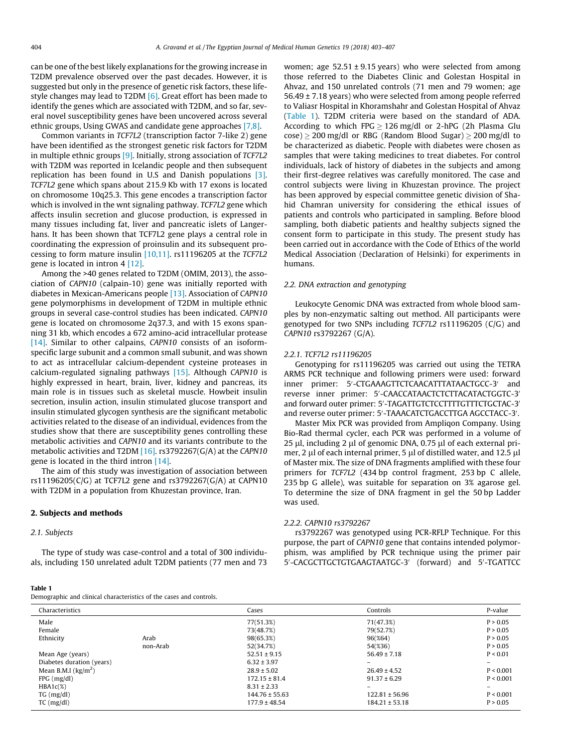can be one of the best likely explanations for the growing increase in T2DM prevalence observed over the past decades. However, it is suggested but only in the presence of genetic risk factors, these lifestyle changes may lead to T2DM [6]. Great effort has been made to identify the genes which are associated with T2DM, and so far, several novel susceptibility genes have been uncovered across several ethnic groups, Using GWAS and candidate gene approaches [7,8].

Common variants in *TCF7L2* (transcription factor 7-like 2) gene have been identified as the strongest genetic risk factors for T2DM in multiple ethnic groups [9]. Initially, strong association of *TCF7L2* with T2DM was reported in Icelandic people and then subsequent replication has been found in U.S and Danish populations [3]. *TCF7L2* gene which spans about 215.9 Kb with 17 exons is located on chromosome 10q25.3. This gene encodes a transcription factor which is involved in the wnt signaling pathway. *TCF7L2* gene which affects insulin secretion and glucose production, is expressed in many tissues including fat, liver and pancreatic islets of Langerhans. It has been shown that TCF7L2 gene plays a central role in coordinating the expression of proinsulin and its subsequent processing to form mature insulin [10,11]. rs11196205 at the *TCF7L2* gene is located in intron 4 [12].

Among the >40 genes related to T2DM (OMIM, 2013), the association of *CAPN10* (calpain-10) gene was initially reported with diabetes in Mexican-Americans people [13]. Association of *CAPN10* gene polymorphisms in development of T2DM in multiple ethnic groups in several case-control studies has been indicated. *CAPN10* gene is located on chromosome 2q37.3, and with 15 exons spanning 31 kb, which encodes a 672 amino-acid intracellular protease [14]. Similar to other calpains, *CAPN10* consists of an isoform-specific large subunit and a common small subunit, and was shown to act as intracellular calcium-dependent cysteine proteases in calcium-regulated signaling pathways [15]. Although *CAPN10* is highly expressed in heart, brain, liver, kidney and pancreas, its main role is in tissues such as skeletal muscle. Howbeit insulin secretion, insulin action, insulin stimulated glucose transport and insulin stimulated glycogen synthesis are the significant metabolic activities related to the disease of an individual, evidences from the studies show that there are susceptibility genes controlling these metabolic activities and *CAPN10* and its variants contribute to the metabolic activities and T2DM [16]. rs3792267(G/A) at the *CAPN10* gene is located in the third intron [14].

The aim of this study was investigation of association between rs11196205(C/G) at TCF7L2 gene and rs3792267(G/A) at CAPN10 with T2DM in a population from Khuzestan province, Iran.

## 2. Subjects and methods

### 2.1. Subjects

The type of study was case-control and a total of 300 individuals, including 150 unrelated adult T2DM patients (77 men and 73 women; age 52.51 ± 9.15 years) who were selected from among those referred to the Diabetes Clinic and Golestan Hospital in Ahvaz, and 150 unrelated controls (71 men and 79 women; age 56.49 ± 7.18 years) who were selected from among people referred to Valiasr Hospital in Khoramshahr and Golestan Hospital of Ahvaz (Table 1). T2DM criteria were based on the standard of ADA. According to which FPG ≥ 126 mg/dl or 2-hPG (2h Plasma Glucose) ≥ 200 mg/dl or RBG (Random Blood Sugar) ≥ 200 mg/dl to be characterized as diabetic. People with diabetes were chosen as samples that were taking medicines to treat diabetes. For control individuals, lack of history of diabetes in the subjects and among their first-degree relatives was carefully monitored. The case and control subjects were living in Khuzestan province. The project has been approved by especial committee genetic division of Shahid Chamran university for considering the ethical issues of patients and controls who participated in sampling. Before blood sampling, both diabetic patients and healthy subjects signed the consent form to participate in this study. The present study has been carried out in accordance with the Code of Ethics of the world Medical Association (Declaration of Helsinki) for experiments in humans.

### 2.2. DNA extraction and genotyping

Leukocyte Genomic DNA was extracted from whole blood samples by non-enzymatic salting out method. All participants were genotyped for two SNPs including *TCF7L2* rs11196205 (C/G) and *CAPN10* rs3792267 (G/A).

#### 2.2.1. TCF7L2 rs11196205

Genotyping for rs11196205 was carried out using the TETRA ARMS PCR technique and following primers were used: forward inner primer: 5′-CTGAAAGTTCTCAACATTTATAACTGCC-3′ and reverse inner primer: 5′-CAACCATAACTCTCTTACATACTGGTC-3′ and forward outer primer: 5′-TAGATTGTCTCCTTTTGTTTCTGCTAC-3′ and reverse outer primer: 5′-TAAACATCTGACCTTGA AGCCTACC-3′.

Master Mix PCR was provided from Ampliqon Company. Using Bio-Rad thermal cycler, each PCR was performed in a volume of 25 µl, including 2 µl of genomic DNA, 0.75 µl of each external primer, 2 µl of each internal primer, 5 µl of distilled water, and 12.5 µl of Master mix. The size of DNA fragments amplified with these four primers for *TCF7L2* (434 bp control fragment, 253 bp C allele, 235 bp G allele), was suitable for separation on 3% agarose gel. To determine the size of DNA fragment in gel the 50 bp Ladder was used.

#### 2.2.2. CAPN10 rs3792267

rs3792267 was genotyped using PCR-RFLP Technique. For this purpose, the part of *CAPN10* gene that contains intended polymorphism, was amplified by PCR technique using the primer pair 5′-CACGCTTGCTGTGAAGTAATGC-3′ (forward) and 5′-TGATTCC

**Table 1**
Demographic and clinical characteristics of the cases and controls.

| Characteristics | | Cases | Controls | P-value |
|---|---|---|---|---|
| Male | | 77(51.3%) | 71(47.3%) | P > 0.05 |
| Female | | 73(48.7%) | 79(52.7%) | P > 0.05 |
| Ethnicity | Arab | 98(65.3%) | 96(%64) | P > 0.05 |
| | non-Arab | 52(34.7%) | 54(%36) | P > 0.05 |
| Mean Age (years) | | 52.51 ± 9.15 | 56.49 ± 7.18 | P < 0.01 |
| Diabetes duration (years) | | 6.32 ± 3.97 | – | – |
| Mean B.M.I (kg/m$^2$) | | 28.9 ± 5.02 | 26.49 ± 4.52 | P < 0.001 |
| FPG (mg/dl) | | 172.15 ± 81.4 | 91.37 ± 6.29 | P < 0.001 |
| HBA1c(%) | | 8.31 ± 2.33 | – | – |
| TG (mg/dl) | | 144.76 ± 55.63 | 122.81 ± 56.96 | P < 0.001 |
| TC (mg/dl) | | 177.9 ± 48.54 | 184.21 ± 53.18 | P > 0.05 |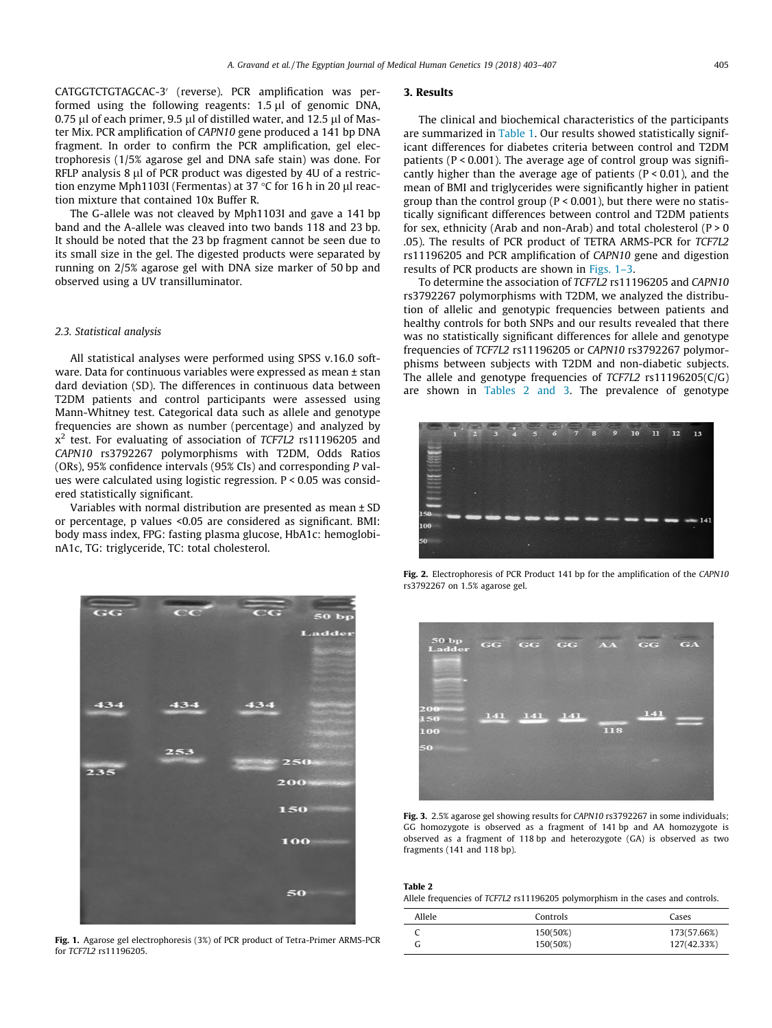CATGGTCTGTAGCAC-3′ (reverse). PCR amplification was performed using the following reagents: 1.5 µl of genomic DNA, 0.75 µl of each primer, 9.5 µl of distilled water, and 12.5 µl of Master Mix. PCR amplification of *CAPN10* gene produced a 141 bp DNA fragment. In order to confirm the PCR amplification, gel electrophoresis (1/5% agarose gel and DNA safe stain) was done. For RFLP analysis 8 µl of PCR product was digested by 4U of a restriction enzyme Mph1103I (Fermentas) at 37 °C for 16 h in 20 µl reaction mixture that contained 10x Buffer R.

The G-allele was not cleaved by Mph1103I and gave a 141 bp band and the A-allele was cleaved into two bands 118 and 23 bp. It should be noted that the 23 bp fragment cannot be seen due to its small size in the gel. The digested products were separated by running on 2/5% agarose gel with DNA size marker of 50 bp and observed using a UV transilluminator.

### 2.3. Statistical analysis

All statistical analyses were performed using SPSS v.16.0 software. Data for continuous variables were expressed as mean ± standard deviation (SD). The differences in continuous data between T2DM patients and control participants were assessed using Mann-Whitney test. Categorical data such as allele and genotype frequencies are shown as number (percentage) and analyzed by $x^2$ test. For evaluating of association of *TCF7L2* rs11196205 and *CAPN10* rs3792267 polymorphisms with T2DM, Odds Ratios (ORs), 95% confidence intervals (95% CIs) and corresponding *P* values were calculated using logistic regression. P < 0.05 was considered statistically significant.

Variables with normal distribution are presented as mean ± SD or percentage, p values <0.05 are considered as significant. BMI: body mass index, FPG: fasting plasma glucose, HbA1c: hemoglobinA1c, TG: triglyceride, TC: total cholesterol.

Fig. 1. Agarose gel electrophoresis (3%) of PCR product of Tetra-Primer ARMS-PCR for *TCF7L2* rs11196205.

## 3. Results

The clinical and biochemical characteristics of the participants are summarized in Table 1. Our results showed statistically significant differences for diabetes criteria between control and T2DM patients (P < 0.001). The average age of control group was significantly higher than the average age of patients (P < 0.01), and the mean of BMI and triglycerides were significantly higher in patient group than the control group (P < 0.001), but there were no statistically significant differences between control and T2DM patients for sex, ethnicity (Arab and non-Arab) and total cholesterol (P > 0 .05). The results of PCR product of TETRA ARMS-PCR for *TCF7L2* rs11196205 and PCR amplification of *CAPN10* gene and digestion results of PCR products are shown in Figs. 1–3.

To determine the association of *TCF7L2* rs11196205 and *CAPN10* rs3792267 polymorphisms with T2DM, we analyzed the distribution of allelic and genotypic frequencies between patients and healthy controls for both SNPs and our results revealed that there was no statistically significant differences for allele and genotype frequencies of *TCF7L2* rs11196205 or *CAPN10* rs3792267 polymorphisms between subjects with T2DM and non-diabetic subjects. The allele and genotype frequencies of *TCF7L2* rs11196205(C/G) are shown in Tables 2 and 3. The prevalence of genotype

Fig. 2. Electrophoresis of PCR Product 141 bp for the amplification of the *CAPN10* rs3792267 on 1.5% agarose gel.

Fig. 3. 2.5% agarose gel showing results for *CAPN10* rs3792267 in some individuals; GG homozygote is observed as a fragment of 141 bp and AA homozygote is observed as a fragment of 118 bp and heterozygote (GA) is observed as two fragments (141 and 118 bp).

**Table 2**
Allele frequencies of *TCF7L2* rs11196205 polymorphism in the cases and controls.

| Allele | Controls | Cases |
|---|---|---|
| C | 150(50%) | 173(57.66%) |
| G | 150(50%) | 127(42.33%) |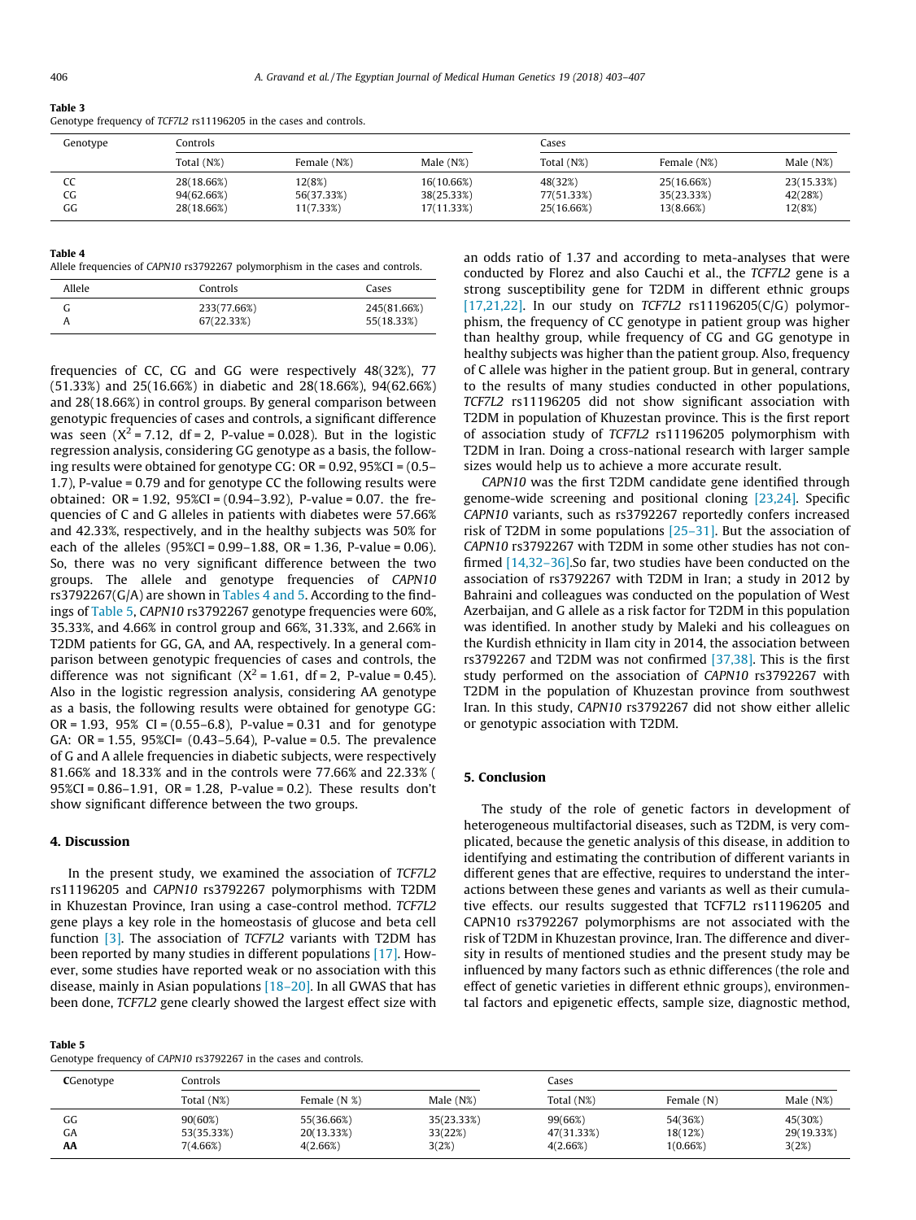**Table 3**
Genotype frequency of *TCF7L2* rs11196205 in the cases and controls.

| Genotype | Controls | | | Cases | | |
|---|---|---|---|---|---|---|
| | Total (N%) | Female (N%) | Male (N%) | Total (N%) | Female (N%) | Male (N%) |
| CC | 28(18.66%) | 12(8%) | 16(10.66%) | 48(32%) | 25(16.66%) | 23(15.33%) |
| CG | 94(62.66%) | 56(37.33%) | 38(25.33%) | 77(51.33%) | 35(23.33%) | 42(28%) |
| GG | 28(18.66%) | 11(7.33%) | 17(11.33%) | 25(16.66%) | 13(8.66%) | 12(8%) |

**Table 4**
Allele frequencies of *CAPN10* rs3792267 polymorphism in the cases and controls.

| Allele | Controls | Cases |
|---|---|---|
| G | 233(77.66%) | 245(81.66%) |
| A | 67(22.33%) | 55(18.33%) |

frequencies of CC, CG and GG were respectively 48(32%), 77 (51.33%) and 25(16.66%) in diabetic and 28(18.66%), 94(62.66%) and 28(18.66%) in control groups. By general comparison between genotypic frequencies of cases and controls, a significant difference was seen ($X^2 = 7.12$, df = 2, P-value = 0.028). But in the logistic regression analysis, considering GG genotype as a basis, the following results were obtained for genotype CG: OR = 0.92, 95%CI = (0.5–1.7), P-value = 0.79 and for genotype CC the following results were obtained: OR = 1.92, 95%CI = (0.94–3.92), P-value = 0.07. the frequencies of C and G alleles in patients with diabetes were 57.66% and 42.33%, respectively, and in the healthy subjects was 50% for each of the alleles (95%CI = 0.99–1.88, OR = 1.36, P-value = 0.06). So, there was no very significant difference between the two groups. The allele and genotype frequencies of *CAPN10* rs3792267(G/A) are shown in Tables 4 and 5. According to the findings of Table 5, *CAPN10* rs3792267 genotype frequencies were 60%, 35.33%, and 4.66% in control group and 66%, 31.33%, and 2.66% in T2DM patients for GG, GA, and AA, respectively. In a general comparison between genotypic frequencies of cases and controls, the difference was not significant ($X^2 = 1.61$, df = 2, P-value = 0.45). Also in the logistic regression analysis, considering AA genotype as a basis, the following results were obtained for genotype GG: OR = 1.93, 95% CI = (0.55–6.8), P-value = 0.31 and for genotype GA: OR = 1.55, 95%CI= (0.43–5.64), P-value = 0.5. The prevalence of G and A allele frequencies in diabetic subjects, were respectively 81.66% and 18.33% and in the controls were 77.66% and 22.33% ( 95%CI = 0.86–1.91, OR = 1.28, P-value = 0.2). These results don't show significant difference between the two groups.

## 4. Discussion

In the present study, we examined the association of *TCF7L2* rs11196205 and *CAPN10* rs3792267 polymorphisms with T2DM in Khuzestan Province, Iran using a case-control method. *TCF7L2* gene plays a key role in the homeostasis of glucose and beta cell function [3]. The association of *TCF7L2* variants with T2DM has been reported by many studies in different populations [17]. However, some studies have reported weak or no association with this disease, mainly in Asian populations [18–20]. In all GWAS that has been done, *TCF7L2* gene clearly showed the largest effect size with an odds ratio of 1.37 and according to meta-analyses that were conducted by Florez and also Cauchi et al., the *TCF7L2* gene is a strong susceptibility gene for T2DM in different ethnic groups [17,21,22]. In our study on *TCF7L2* rs11196205(C/G) polymorphism, the frequency of CC genotype in patient group was higher than healthy group, while frequency of CG and GG genotype in healthy subjects was higher than the patient group. Also, frequency of C allele was higher in the patient group. But in general, contrary to the results of many studies conducted in other populations, *TCF7L2* rs11196205 did not show significant association with T2DM in population of Khuzestan province. This is the first report of association study of *TCF7L2* rs11196205 polymorphism with T2DM in Iran. Doing a cross-national research with larger sample sizes would help us to achieve a more accurate result.

*CAPN10* was the first T2DM candidate gene identified through genome-wide screening and positional cloning [23,24]. Specific *CAPN10* variants, such as rs3792267 reportedly confers increased risk of T2DM in some populations [25–31]. But the association of *CAPN10* rs3792267 with T2DM in some other studies has not confirmed [14,32–36].So far, two studies have been conducted on the association of rs3792267 with T2DM in Iran; a study in 2012 by Bahraini and colleagues was conducted on the population of West Azerbaijan, and G allele as a risk factor for T2DM in this population was identified. In another study by Maleki and his colleagues on the Kurdish ethnicity in Ilam city in 2014, the association between rs3792267 and T2DM was not confirmed [37,38]. This is the first study performed on the association of *CAPN10* rs3792267 with T2DM in the population of Khuzestan province from southwest Iran. In this study, *CAPN10* rs3792267 did not show either allelic or genotypic association with T2DM.

## 5. Conclusion

The study of the role of genetic factors in development of heterogeneous multifactorial diseases, such as T2DM, is very complicated, because the genetic analysis of this disease, in addition to identifying and estimating the contribution of different variants in different genes that are effective, requires to understand the interactions between these genes and variants as well as their cumulative effects. our results suggested that TCF7L2 rs11196205 and CAPN10 rs3792267 polymorphisms are not associated with the risk of T2DM in Khuzestan province, Iran. The difference and diversity in results of mentioned studies and the present study may be influenced by many factors such as ethnic differences (the role and effect of genetic varieties in different ethnic groups), environmental factors and epigenetic effects, sample size, diagnostic method,

**Table 5**
Genotype frequency of *CAPN10* rs3792267 in the cases and controls.

| CGenotype | Controls | | | Cases | | |
|---|---|---|---|---|---|---|
| | Total (N%) | Female (N %) | Male (N%) | Total (N%) | Female (N) | Male (N%) |
| GG | 90(60%) | 55(36.66%) | 35(23.33%) | 99(66%) | 54(36%) | 45(30%) |
| GA | 53(35.33%) | 20(13.33%) | 33(22%) | 47(31.33%) | 18(12%) | 29(19.33%) |
| **AA** | 7(4.66%) | 4(2.66%) | 3(2%) | 4(2.66%) | 1(0.66%) | 3(2%) |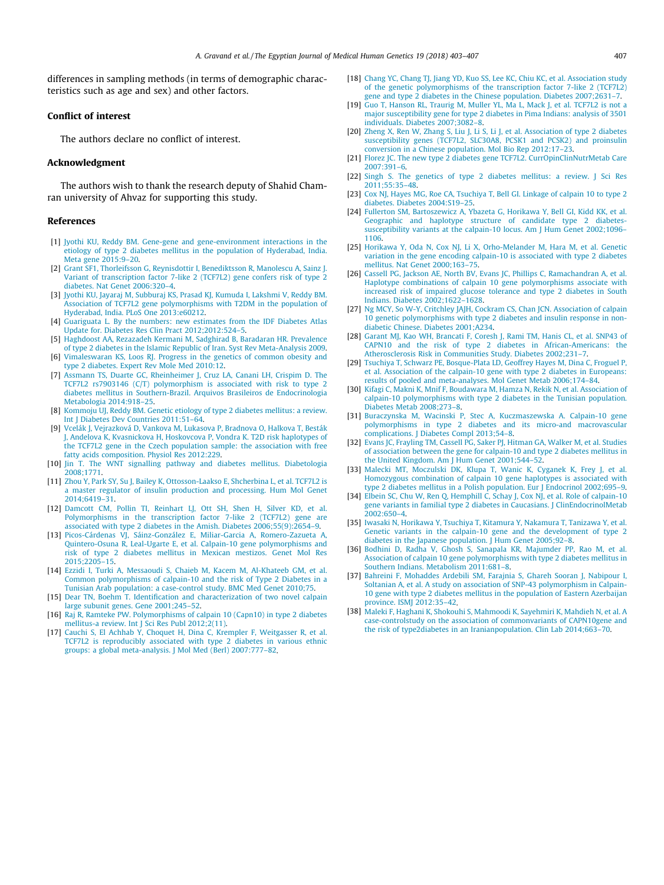differences in sampling methods (in terms of demographic characteristics such as age and sex) and other factors.

## Conflict of interest

The authors declare no conflict of interest.

## Acknowledgment

The authors wish to thank the research deputy of Shahid Chamran university of Ahvaz for supporting this study.

## References

[1] Jyothi KU, Reddy BM. Gene-gene and gene-environment interactions in the etiology of type 2 diabetes mellitus in the population of Hyderabad, India. Meta gene 2015:9–20.

[2] Grant SF1, Thorleifsson G, Reynisdottir I, Benediktsson R, Manolescu A, Sainz J. Variant of transcription factor 7-like 2 (TCF7L2) gene confers risk of type 2 diabetes. Nat Genet 2006:320–4.

[3] Jyothi KU, Jayaraj M, Subburaj KS, Prasad KJ, Kumuda I, Lakshmi V, Reddy BM. Association of TCF7L2 gene polymorphisms with T2DM in the population of Hyderabad, India. PLoS One 2013:e60212.

[4] Guariguata L. By the numbers: new estimates from the IDF Diabetes Atlas Update for. Diabetes Res Clin Pract 2012;2012:524–5.

[5] Haghdoost AA, Rezazadeh Kermani M, Sadghirad B, Baradaran HR. Prevalence of type 2 diabetes in the Islamic Republic of Iran. Syst Rev Meta-Analysis 2009.

[6] Vimaleswaran KS, Loos RJ. Progress in the genetics of common obesity and type 2 diabetes. Expert Rev Mole Med 2010:12.

[7] Assmann TS, Duarte GC, Rheinheimer J, Cruz LA, Canani LH, Crispim D. The TCF7L2 rs7903146 (C/T) polymorphism is associated with risk to type 2 diabetes mellitus in Southern-Brazil. Arquivos Brasileiros de Endocrinologia Metabologia 2014:918–25.

[8] Kommoju UJ, Reddy BM. Genetic etiology of type 2 diabetes mellitus: a review. Int J Diabetes Dev Countries 2011:51–64.

[9] Vcelák J, Vejrazková D, Vankova M, Lukasova P, Bradnova O, Halkova T, Besták J, Andelova K, Kvasnickova H, Hoskovcova P, Vondra K. T2D risk haplotypes of the TCF7L2 gene in the Czech population sample: the association with free fatty acids composition. Physiol Res 2012:229.

[10] Jin T. The WNT signalling pathway and diabetes mellitus. Diabetologia 2008;1771.

[11] Zhou Y, Park SY, Su J, Bailey K, Ottosson-Laakso E, Shcherbina L, et al. TCF7L2 is a master regulator of insulin production and processing. Hum Mol Genet 2014;6419–31.

[12] Damcott CM, Pollin TI, Reinhart LJ, Ott SH, Shen H, Silver KD, et al. Polymorphisms in the transcription factor 7-like 2 (TCF7L2) gene are associated with type 2 diabetes in the Amish. Diabetes 2006;55(9):2654–9.

[13] Picos-Cárdenas VJ, Sáinz-González E, Miliar-Garcia A, Romero-Zazueta A, Quintero-Osuna R, Leal-Ugarte E, et al. Calpain-10 gene polymorphisms and risk of type 2 diabetes mellitus in Mexican mestizos. Genet Mol Res 2015;2205–15.

[14] Ezzidi I, Turki A, Messaoudi S, Chaieb M, Kacem M, Al-Khateeb GM, et al. Common polymorphisms of calpain-10 and the risk of Type 2 Diabetes in a Tunisian Arab population: a case-control study. BMC Med Genet 2010;75.

[15] Dear TN, Boehm T. Identification and characterization of two novel calpain large subunit genes. Gene 2001;245–52.

[16] Raj R, Ramteke PW. Polymorphisms of calpain 10 (Capn10) in type 2 diabetes mellitus-a review. Int J Sci Res Publ 2012;2(11).

[17] Cauchi S, El Achhab Y, Choquet H, Dina C, Krempler F, Weitgasser R, et al. TCF7L2 is reproducibly associated with type 2 diabetes in various ethnic groups: a global meta-analysis. J Mol Med (Berl) 2007:777–82.

[18] Chang YC, Chang TJ, Jiang YD, Kuo SS, Lee KC, Chiu KC, et al. Association study of the genetic polymorphisms of the transcription factor 7-like 2 (TCF7L2) gene and type 2 diabetes in the Chinese population. Diabetes 2007;2631–7.

[19] Guo T, Hanson RL, Traurig M, Muller YL, Ma L, Mack J, et al. TCF7L2 is not a major susceptibility gene for type 2 diabetes in Pima Indians: analysis of 3501 individuals. Diabetes 2007;3082–8.

[20] Zheng X, Ren W, Zhang S, Liu J, Li S, Li J, et al. Association of type 2 diabetes susceptibility genes (TCF7L2, SLC30A8, PCSK1 and PCSK2) and proinsulin conversion in a Chinese population. Mol Bio Rep 2012:17–23.

[21] Florez JC. The new type 2 diabetes gene TCF7L2. CurrOpinClinNutrMetab Care 2007:391–6.

[22] Singh S. The genetics of type 2 diabetes mellitus: a review. J Sci Res 2011;55:35–48.

[23] Cox NJ, Hayes MG, Roe CA, Tsuchiya T, Bell GI. Linkage of calpain 10 to type 2 diabetes. Diabetes 2004:S19–25.

[24] Fullerton SM, Bartoszewicz A, Ybazeta G, Horikawa Y, Bell GI, Kidd KK, et al. Geographic and haplotype structure of candidate type 2 diabetes-susceptibility variants at the calpain-10 locus. Am J Hum Genet 2002;1096–1106.

[25] Horikawa Y, Oda N, Cox NJ, Li X, Orho-Melander M, Hara M, et al. Genetic variation in the gene encoding calpain-10 is associated with type 2 diabetes mellitus. Nat Genet 2000;163–75.

[26] Cassell PG, Jackson AE, North BV, Evans JC, Phillips C, Ramachandran A, et al. Haplotype combinations of calpain 10 gene polymorphisms associate with increased risk of impaired glucose tolerance and type 2 diabetes in South Indians. Diabetes 2002;1622–1628.

[27] Ng MCY, So W-Y, Critchley JAJH, Cockram CS, Chan JCN. Association of calpain 10 genetic polymorphisms with type 2 diabetes and insulin response in non-diabetic Chinese. Diabetes 2001;A234.

[28] Garant MJ, Kao WH, Brancati F, Coresh J, Rami TM, Hanis CL, et al. SNP43 of CAPN10 and the risk of type 2 diabetes in African-Americans: the Atherosclerosis Risk in Communities Study. Diabetes 2002;231–7.

[29] Tsuchiya T, Schwarz PE, Bosque-Plata LD, Geoffrey Hayes M, Dina C, Froguel P, et al. Association of the calpain-10 gene with type 2 diabetes in Europeans: results of pooled and meta-analyses. Mol Genet Metab 2006;174–84.

[30] Kifagi C, Makni K, Mnif F, Boudawara M, Hamza N, Rekik N, et al. Association of calpain-10 polymorphisms with type 2 diabetes in the Tunisian population. Diabetes Metab 2008;273–8.

[31] Buraczynska M, Wacinski P, Stec A, Kuczmaszewska A. Calpain-10 gene polymorphisms in type 2 diabetes and its micro-and macrovascular complications. J Diabetes Compl 2013;54–8.

[32] Evans JC, Frayling TM, Cassell PG, Saker PJ, Hitman GA, Walker M, et al. Studies of association between the gene for calpain-10 and type 2 diabetes mellitus in the United Kingdom. Am J Hum Genet 2001;544–52.

[33] Malecki MT, Moczulski DK, Klupa T, Wanic K, Cyganek K, Frey J, et al. Homozygous combination of calpain 10 gene haplotypes is associated with type 2 diabetes mellitus in a Polish population. Eur J Endocrinol 2002;695–9.

[34] Elbein SC, Chu W, Ren Q, Hemphill C, Schay J, Cox NJ, et al. Role of calpain-10 gene variants in familial type 2 diabetes in Caucasians. J ClinEndocrinolMetab 2002:650–4.

[35] Iwasaki N, Horikawa Y, Tsuchiya T, Kitamura Y, Nakamura T, Tanizawa Y, et al. Genetic variants in the calpain-10 gene and the development of type 2 diabetes in the Japanese population. J Hum Genet 2005;92–8.

[36] Bodhini D, Radha V, Ghosh S, Sanapala KR, Majumder PP, Rao M, et al. Association of calpain 10 gene polymorphisms with type 2 diabetes mellitus in Southern Indians. Metabolism 2011:681–8.

[37] Bahreini F, Mohaddes Ardebili SM, Farajnia S, Ghareh Sooran J, Nabipour I, Soltanian A, et al. A study on association of SNP-43 polymorphism in Calpain-10 gene with type 2 diabetes mellitus in the population of Eastern Azerbaijan province. ISMJ 2012:35–42.

[38] Maleki F, Haghani K, Shokouhi S, Mahmoodi K, Sayehmiri K, Mahdieh N, et al. A case-controlstudy on the association of commonvariants of CAPN10gene and the risk of type2diabetes in an Iranianpopulation. Clin Lab 2014;663–70.